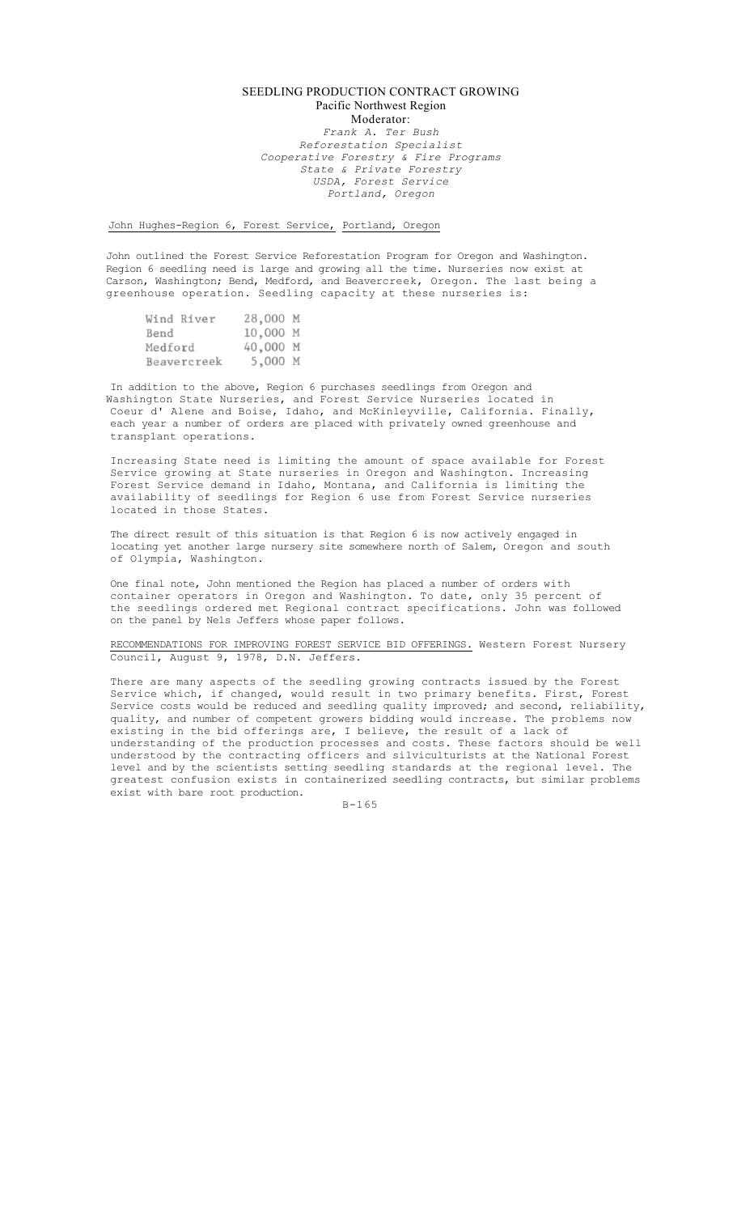# SEEDLING PRODUCTION CONTRACT GROWING

## Pacific Northwest Region

Moderator:

*Frank A. Ter Bush*
*Reforestation Specialist*
*Cooperative Forestry & Fire Programs*
*State & Private Forestry*
*USDA, Forest Service*
*Portland, Oregon*

John Hughes-Region 6, Forest Service, Portland, Oregon

John outlined the Forest Service Reforestation Program for Oregon and Washington. Region 6 seedling need is large and growing all the time. Nurseries now exist at Carson, Washington; Bend, Medford, and Beavercreek, Oregon. The last being a greenhouse operation. Seedling capacity at these nurseries is:

| | |
|---|---|
| Wind River | 28,000 M |
| Bend | 10,000 M |
| Medford | 40,000 M |
| Beavercreek | 5,000 M |

In addition to the above, Region 6 purchases seedlings from Oregon and Washington State Nurseries, and Forest Service Nurseries located in Coeur d' Alene and Boise, Idaho, and McKinleyville, California. Finally, each year a number of orders are placed with privately owned greenhouse and transplant operations.

Increasing State need is limiting the amount of space available for Forest Service growing at State nurseries in Oregon and Washington. Increasing Forest Service demand in Idaho, Montana, and California is limiting the availability of seedlings for Region 6 use from Forest Service nurseries located in those States.

The direct result of this situation is that Region 6 is now actively engaged in locating yet another large nursery site somewhere north of Salem, Oregon and south of Olympia, Washington.

One final note, John mentioned the Region has placed a number of orders with container operators in Oregon and Washington. To date, only 35 percent of the seedlings ordered met Regional contract specifications. John was followed on the panel by Nels Jeffers whose paper follows.

RECOMMENDATIONS FOR IMPROVING FOREST SERVICE BID OFFERINGS. Western Forest Nursery Council, August 9, 1978, D.N. Jeffers.

There are many aspects of the seedling growing contracts issued by the Forest Service which, if changed, would result in two primary benefits. First, Forest Service costs would be reduced and seedling quality improved; and second, reliability, quality, and number of competent growers bidding would increase. The problems now existing in the bid offerings are, I believe, the result of a lack of understanding of the production processes and costs. These factors should be well understood by the contracting officers and silviculturists at the National Forest level and by the scientists setting seedling standards at the regional level. The greatest confusion exists in containerized seedling contracts, but similar problems exist with bare root production.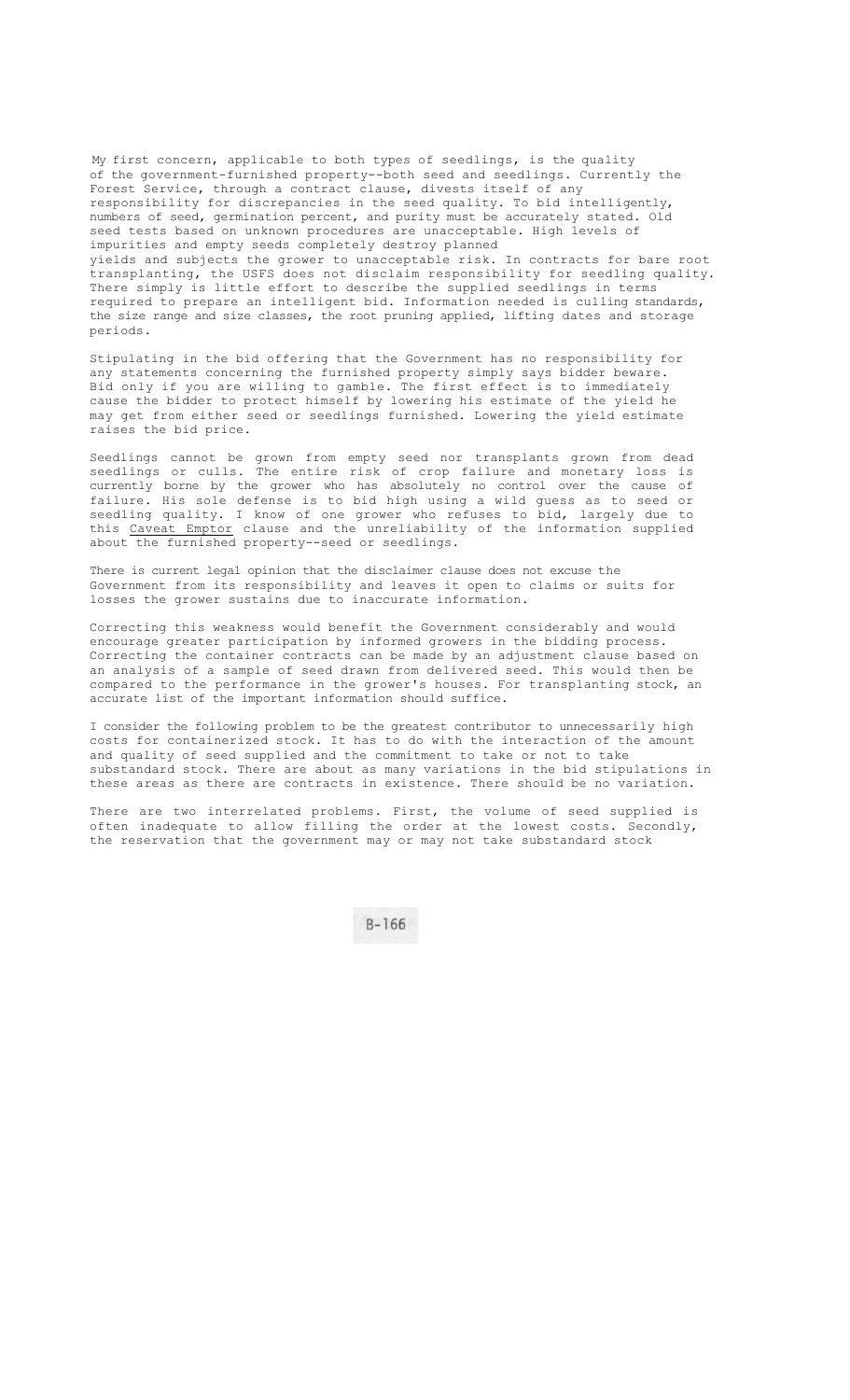My first concern, applicable to both types of seedlings, is the quality of the government-furnished property--both seed and seedlings. Currently the Forest Service, through a contract clause, divests itself of any responsibility for discrepancies in the seed quality. To bid intelligently, numbers of seed, germination percent, and purity must be accurately stated. Old seed tests based on unknown procedures are unacceptable. High levels of impurities and empty seeds completely destroy planned yields and subjects the grower to unacceptable risk. In contracts for bare root transplanting, the USFS does not disclaim responsibility for seedling quality. There simply is little effort to describe the supplied seedlings in terms required to prepare an intelligent bid. Information needed is culling standards, the size range and size classes, the root pruning applied, lifting dates and storage periods.

Stipulating in the bid offering that the Government has no responsibility for any statements concerning the furnished property simply says bidder beware. Bid only if you are willing to gamble. The first effect is to immediately cause the bidder to protect himself by lowering his estimate of the yield he may get from either seed or seedlings furnished. Lowering the yield estimate raises the bid price.

Seedlings cannot be grown from empty seed nor transplants grown from dead seedlings or culls. The entire risk of crop failure and monetary loss is currently borne by the grower who has absolutely no control over the cause of failure. His sole defense is to bid high using a wild guess as to seed or seedling quality. I know of one grower who refuses to bid, largely due to this Caveat Emptor clause and the unreliability of the information supplied about the furnished property--seed or seedlings.

There is current legal opinion that the disclaimer clause does not excuse the Government from its responsibility and leaves it open to claims or suits for losses the grower sustains due to inaccurate information.

Correcting this weakness would benefit the Government considerably and would encourage greater participation by informed growers in the bidding process. Correcting the container contracts can be made by an adjustment clause based on an analysis of a sample of seed drawn from delivered seed. This would then be compared to the performance in the grower's houses. For transplanting stock, an accurate list of the important information should suffice.

I consider the following problem to be the greatest contributor to unnecessarily high costs for containerized stock. It has to do with the interaction of the amount and quality of seed supplied and the commitment to take or not to take substandard stock. There are about as many variations in the bid stipulations in these areas as there are contracts in existence. There should be no variation.

There are two interrelated problems. First, the volume of seed supplied is often inadequate to allow filling the order at the lowest costs. Secondly, the reservation that the government may or may not take substandard stock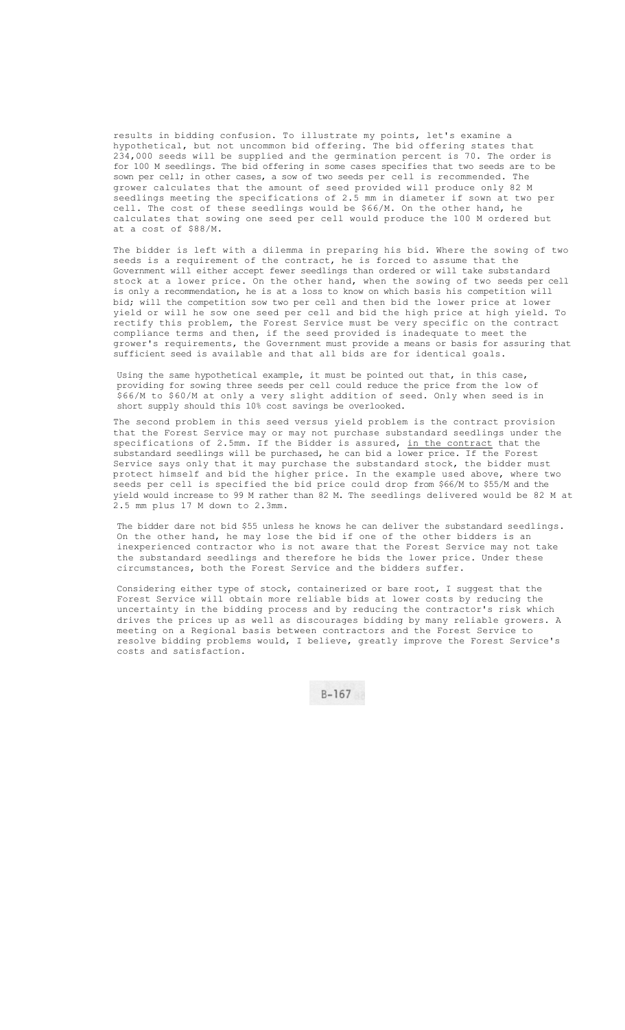results in bidding confusion. To illustrate my points, let's examine a hypothetical, but not uncommon bid offering. The bid offering states that 234,000 seeds will be supplied and the germination percent is 70. The order is for 100 M seedlings. The bid offering in some cases specifies that two seeds are to be sown per cell; in other cases, a sow of two seeds per cell is recommended. The grower calculates that the amount of seed provided will produce only 82 M seedlings meeting the specifications of 2.5 mm in diameter if sown at two per cell. The cost of these seedlings would be $66/M. On the other hand, he calculates that sowing one seed per cell would produce the 100 M ordered but at a cost of $88/M.

The bidder is left with a dilemma in preparing his bid. Where the sowing of two seeds is a requirement of the contract, he is forced to assume that the Government will either accept fewer seedlings than ordered or will take substandard stock at a lower price. On the other hand, when the sowing of two seeds per cell is only a recommendation, he is at a loss to know on which basis his competition will bid; will the competition sow two per cell and then bid the lower price at lower yield or will he sow one seed per cell and bid the high price at high yield. To rectify this problem, the Forest Service must be very specific on the contract compliance terms and then, if the seed provided is inadequate to meet the grower's requirements, the Government must provide a means or basis for assuring that sufficient seed is available and that all bids are for identical goals.

Using the same hypothetical example, it must be pointed out that, in this case, providing for sowing three seeds per cell could reduce the price from the low of $66/M to $60/M at only a very slight addition of seed. Only when seed is in short supply should this 10% cost savings be overlooked.

The second problem in this seed versus yield problem is the contract provision that the Forest Service may or may not purchase substandard seedlings under the specifications of 2.5mm. If the Bidder is assured, <u>in the contract</u> that the substandard seedlings will be purchased, he can bid a lower price. If the Forest Service says only that it may purchase the substandard stock, the bidder must protect himself and bid the higher price. In the example used above, where two seeds per cell is specified the bid price could drop from $66/M to $55/M and the yield would increase to 99 M rather than 82 M. The seedlings delivered would be 82 M at 2.5 mm plus 17 M down to 2.3mm.

The bidder dare not bid $55 unless he knows he can deliver the substandard seedlings. On the other hand, he may lose the bid if one of the other bidders is an inexperienced contractor who is not aware that the Forest Service may not take the substandard seedlings and therefore he bids the lower price. Under these circumstances, both the Forest Service and the bidders suffer.

Considering either type of stock, containerized or bare root, I suggest that the Forest Service will obtain more reliable bids at lower costs by reducing the uncertainty in the bidding process and by reducing the contractor's risk which drives the prices up as well as discourages bidding by many reliable growers. A meeting on a Regional basis between contractors and the Forest Service to resolve bidding problems would, I believe, greatly improve the Forest Service's costs and satisfaction.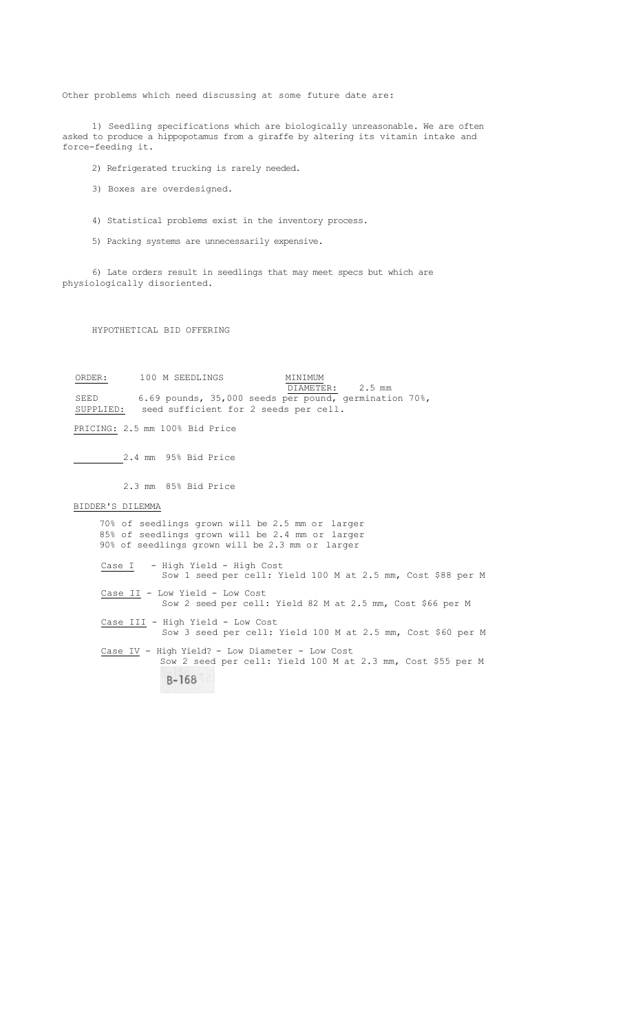Other problems which need discussing at some future date are:

1) Seedling specifications which are biologically unreasonable. We are often asked to produce a hippopotamus from a giraffe by altering its vitamin intake and force-feeding it.

2) Refrigerated trucking is rarely needed.

3) Boxes are overdesigned.

4) Statistical problems exist in the inventory process.

5) Packing systems are unnecessarily expensive.

6) Late orders result in seedlings that may meet specs but which are physiologically disoriented.

HYPOTHETICAL BID OFFERING

ORDER: 100 M SEEDLINGS    MINIMUM DIAMETER: 2.5 mm

SEED SUPPLIED: 6.69 pounds, 35,000 seeds per pound, germination 70%, seed sufficient for 2 seeds per cell.

PRICING: 2.5 mm 100% Bid Price

2.4 mm 95% Bid Price

2.3 mm 85% Bid Price

BIDDER'S DILEMMA

70% of seedlings grown will be 2.5 mm or larger
85% of seedlings grown will be 2.4 mm or larger
90% of seedlings grown will be 2.3 mm or larger

Case I - High Yield - High Cost
Sow 1 seed per cell: Yield 100 M at 2.5 mm, Cost $88 per M

Case II - Low Yield - Low Cost
Sow 2 seed per cell: Yield 82 M at 2.5 mm, Cost $66 per M

Case III - High Yield - Low Cost
Sow 3 seed per cell: Yield 100 M at 2.5 mm, Cost $60 per M

Case IV - High Yield? - Low Diameter - Low Cost
Sow 2 seed per cell: Yield 100 M at 2.3 mm, Cost $55 per M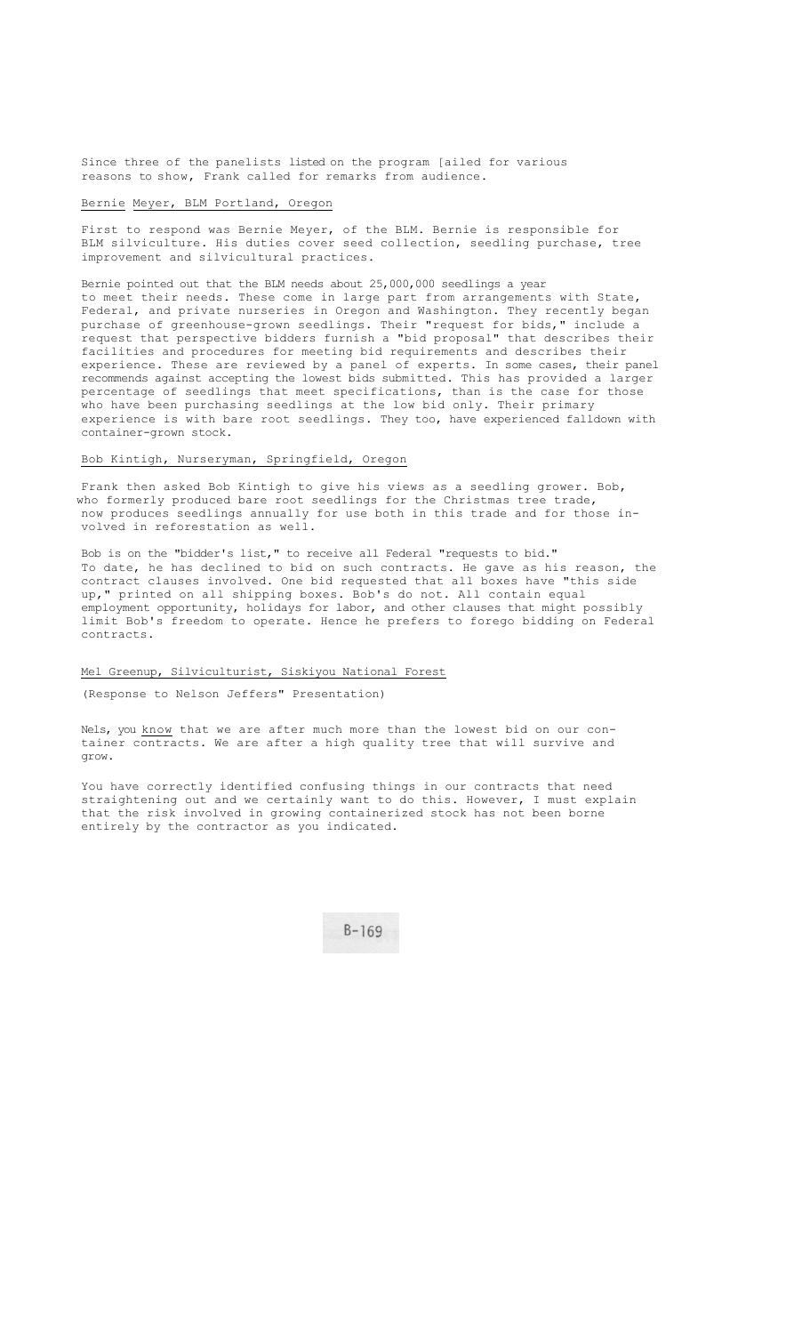Since three of the panelists listed on the program [ailed for various reasons to show, Frank called for remarks from audience.

## Bernie Meyer, BLM Portland, Oregon

First to respond was Bernie Meyer, of the BLM. Bernie is responsible for BLM silviculture. His duties cover seed collection, seedling purchase, tree improvement and silvicultural practices.

Bernie pointed out that the BLM needs about 25,000,000 seedlings a year to meet their needs. These come in large part from arrangements with State, Federal, and private nurseries in Oregon and Washington. They recently began purchase of greenhouse-grown seedlings. Their "request for bids," include a request that perspective bidders furnish a "bid proposal" that describes their facilities and procedures for meeting bid requirements and describes their experience. These are reviewed by a panel of experts. In some cases, their panel recommends against accepting the lowest bids submitted. This has provided a larger percentage of seedlings that meet specifications, than is the case for those who have been purchasing seedlings at the low bid only. Their primary experience is with bare root seedlings. They too, have experienced falldown with container-grown stock.

## Bob Kintigh, Nurseryman, Springfield, Oregon

Frank then asked Bob Kintigh to give his views as a seedling grower. Bob, who formerly produced bare root seedlings for the Christmas tree trade, now produces seedlings annually for use both in this trade and for those involved in reforestation as well.

Bob is on the "bidder's list," to receive all Federal "requests to bid." To date, he has declined to bid on such contracts. He gave as his reason, the contract clauses involved. One bid requested that all boxes have "this side up," printed on all shipping boxes. Bob's do not. All contain equal employment opportunity, holidays for labor, and other clauses that might possibly limit Bob's freedom to operate. Hence he prefers to forego bidding on Federal contracts.

## Mel Greenup, Silviculturist, Siskiyou National Forest

(Response to Nelson Jeffers" Presentation)

Nels, you know that we are after much more than the lowest bid on our container contracts. We are after a high quality tree that will survive and grow.

You have correctly identified confusing things in our contracts that need straightening out and we certainly want to do this. However, I must explain that the risk involved in growing containerized stock has not been borne entirely by the contractor as you indicated.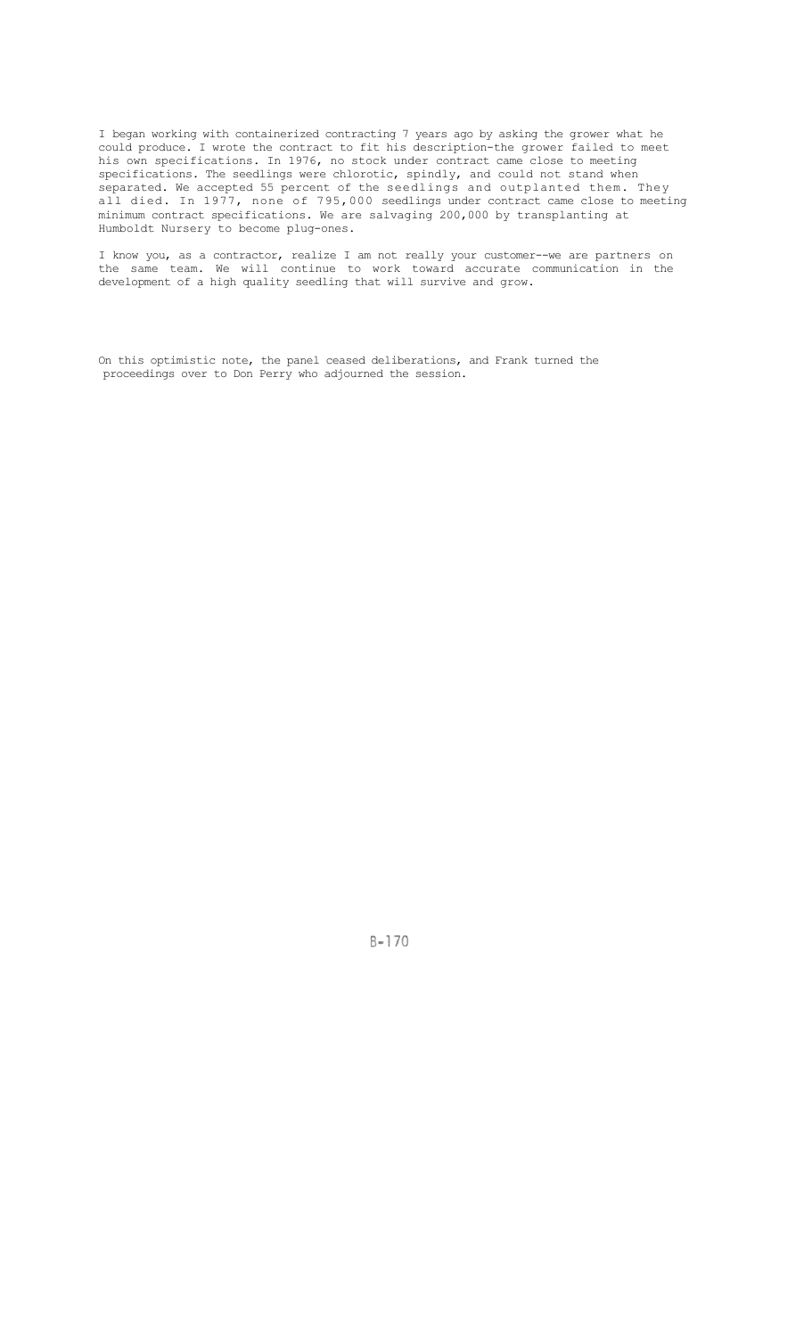I began working with containerized contracting 7 years ago by asking the grower what he could produce. I wrote the contract to fit his description-the grower failed to meet his own specifications. In 1976, no stock under contract came close to meeting specifications. The seedlings were chlorotic, spindly, and could not stand when separated. We accepted 55 percent of the seedlings and outplanted them. They all died. In 1977, none of 795,000 seedlings under contract came close to meeting minimum contract specifications. We are salvaging 200,000 by transplanting at Humboldt Nursery to become plug-ones.

I know you, as a contractor, realize I am not really your customer--we are partners on the same team. We will continue to work toward accurate communication in the development of a high quality seedling that will survive and grow.

On this optimistic note, the panel ceased deliberations, and Frank turned the proceedings over to Don Perry who adjourned the session.